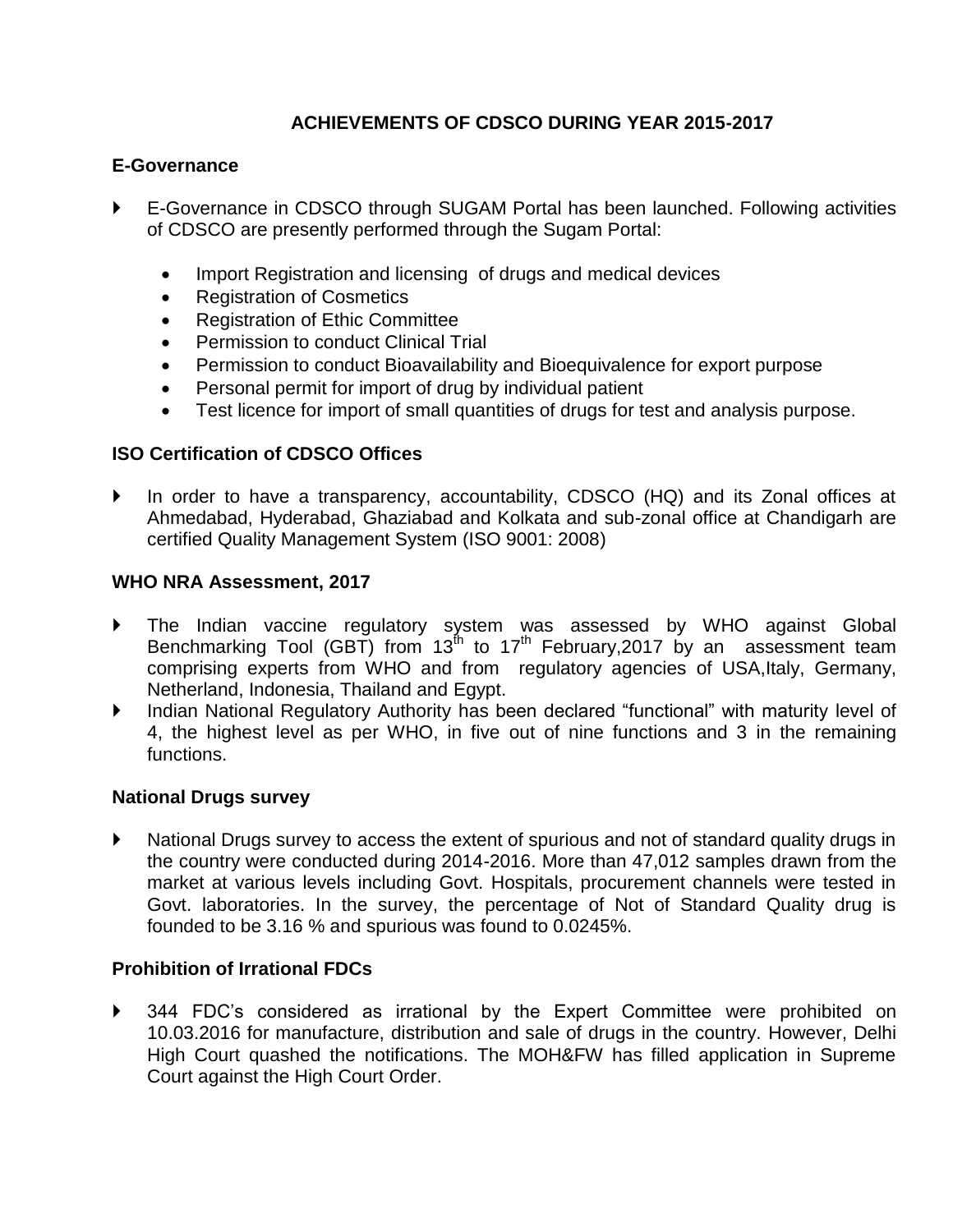# ACHIEVEMENTS OF CDSCO DURING YEAR 2015-2017

## E-Governance

- E-Governance in CDSCO through SUGAM Portal has been launched. Following activities of CDSCO are presently performed through the Sugam Portal:
  - Import Registration and licensing of drugs and medical devices
  - Registration of Cosmetics
  - Registration of Ethic Committee
  - Permission to conduct Clinical Trial
  - Permission to conduct Bioavailability and Bioequivalence for export purpose
  - Personal permit for import of drug by individual patient
  - Test licence for import of small quantities of drugs for test and analysis purpose.

## ISO Certification of CDSCO Offices

- In order to have a transparency, accountability, CDSCO (HQ) and its Zonal offices at Ahmedabad, Hyderabad, Ghaziabad and Kolkata and sub-zonal office at Chandigarh are certified Quality Management System (ISO 9001: 2008)

## WHO NRA Assessment, 2017

- The Indian vaccine regulatory system was assessed by WHO against Global Benchmarking Tool (GBT) from 13th to 17th February,2017 by an assessment team comprising experts from WHO and from regulatory agencies of USA,Italy, Germany, Netherland, Indonesia, Thailand and Egypt.
- Indian National Regulatory Authority has been declared "functional" with maturity level of 4, the highest level as per WHO, in five out of nine functions and 3 in the remaining functions.

## National Drugs survey

- National Drugs survey to access the extent of spurious and not of standard quality drugs in the country were conducted during 2014-2016. More than 47,012 samples drawn from the market at various levels including Govt. Hospitals, procurement channels were tested in Govt. laboratories. In the survey, the percentage of Not of Standard Quality drug is founded to be 3.16 % and spurious was found to 0.0245%.

## Prohibition of Irrational FDCs

- 344 FDC's considered as irrational by the Expert Committee were prohibited on 10.03.2016 for manufacture, distribution and sale of drugs in the country. However, Delhi High Court quashed the notifications. The MOH&FW has filled application in Supreme Court against the High Court Order.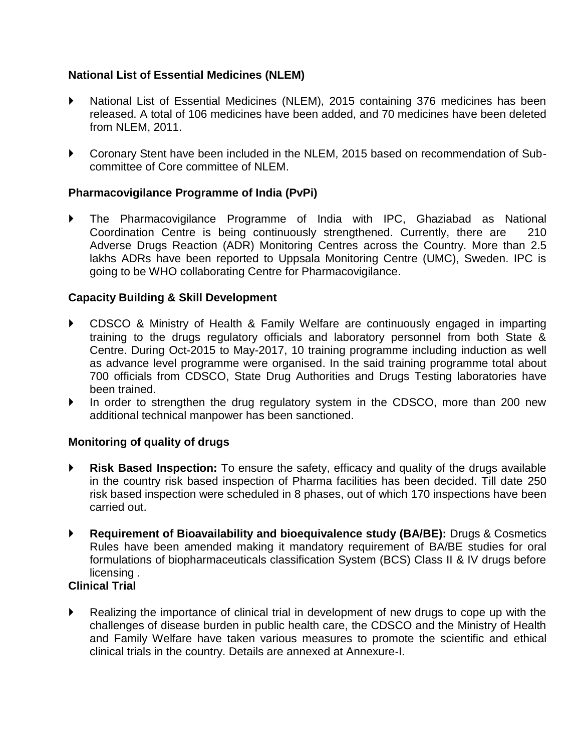**National List of Essential Medicines (NLEM)**

- National List of Essential Medicines (NLEM), 2015 containing 376 medicines has been released. A total of 106 medicines have been added, and 70 medicines have been deleted from NLEM, 2011.
- Coronary Stent have been included in the NLEM, 2015 based on recommendation of Sub-committee of Core committee of NLEM.

**Pharmacovigilance Programme of India (PvPi)**

- The Pharmacovigilance Programme of India with IPC, Ghaziabad as National Coordination Centre is being continuously strengthened. Currently, there are 210 Adverse Drugs Reaction (ADR) Monitoring Centres across the Country. More than 2.5 lakhs ADRs have been reported to Uppsala Monitoring Centre (UMC), Sweden. IPC is going to be WHO collaborating Centre for Pharmacovigilance.

**Capacity Building & Skill Development**

- CDSCO & Ministry of Health & Family Welfare are continuously engaged in imparting training to the drugs regulatory officials and laboratory personnel from both State & Centre. During Oct-2015 to May-2017, 10 training programme including induction as well as advance level programme were organised. In the said training programme total about 700 officials from CDSCO, State Drug Authorities and Drugs Testing laboratories have been trained.
- In order to strengthen the drug regulatory system in the CDSCO, more than 200 new additional technical manpower has been sanctioned.

**Monitoring of quality of drugs**

- **Risk Based Inspection:** To ensure the safety, efficacy and quality of the drugs available in the country risk based inspection of Pharma facilities has been decided. Till date 250 risk based inspection were scheduled in 8 phases, out of which 170 inspections have been carried out.
- **Requirement of Bioavailability and bioequivalence study (BA/BE):** Drugs & Cosmetics Rules have been amended making it mandatory requirement of BA/BE studies for oral formulations of biopharmaceuticals classification System (BCS) Class II & IV drugs before licensing .

**Clinical Trial**

- Realizing the importance of clinical trial in development of new drugs to cope up with the challenges of disease burden in public health care, the CDSCO and the Ministry of Health and Family Welfare have taken various measures to promote the scientific and ethical clinical trials in the country. Details are annexed at Annexure-I.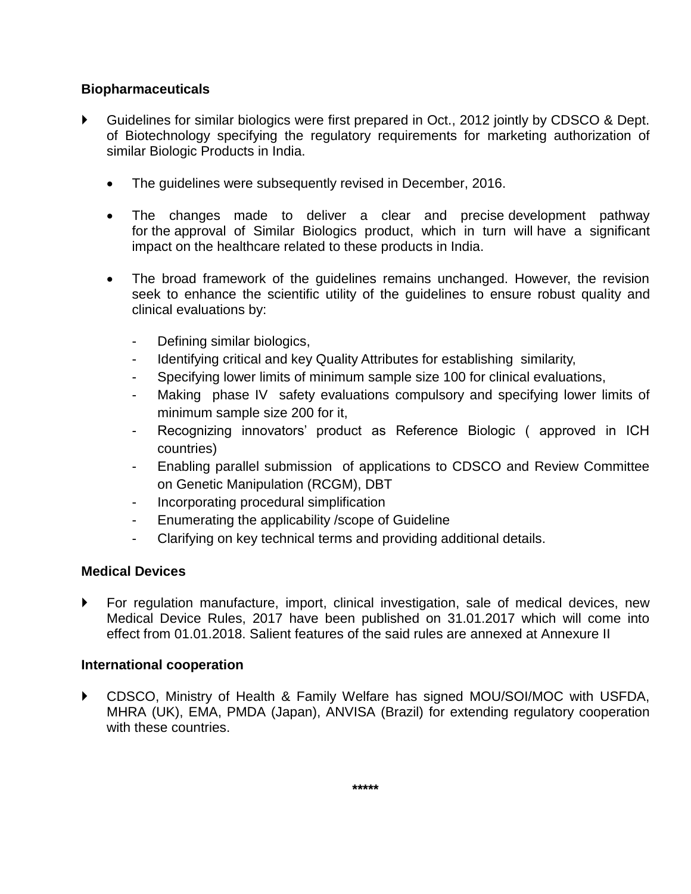**Biopharmaceuticals**

- Guidelines for similar biologics were first prepared in Oct., 2012 jointly by CDSCO & Dept. of Biotechnology specifying the regulatory requirements for marketing authorization of similar Biologic Products in India.

  - The guidelines were subsequently revised in December, 2016.

  - The changes made to deliver a clear and precise development pathway for the approval of Similar Biologics product, which in turn will have a significant impact on the healthcare related to these products in India.

  - The broad framework of the guidelines remains unchanged. However, the revision seek to enhance the scientific utility of the guidelines to ensure robust quality and clinical evaluations by:

    - Defining similar biologics,
    - Identifying critical and key Quality Attributes for establishing similarity,
    - Specifying lower limits of minimum sample size 100 for clinical evaluations,
    - Making phase IV safety evaluations compulsory and specifying lower limits of minimum sample size 200 for it,
    - Recognizing innovators' product as Reference Biologic ( approved in ICH countries)
    - Enabling parallel submission of applications to CDSCO and Review Committee on Genetic Manipulation (RCGM), DBT
    - Incorporating procedural simplification
    - Enumerating the applicability /scope of Guideline
    - Clarifying on key technical terms and providing additional details.

**Medical Devices**

- For regulation manufacture, import, clinical investigation, sale of medical devices, new Medical Device Rules, 2017 have been published on 31.01.2017 which will come into effect from 01.01.2018. Salient features of the said rules are annexed at Annexure II

**International cooperation**

- CDSCO, Ministry of Health & Family Welfare has signed MOU/SOI/MOC with USFDA, MHRA (UK), EMA, PMDA (Japan), ANVISA (Brazil) for extending regulatory cooperation with these countries.

*****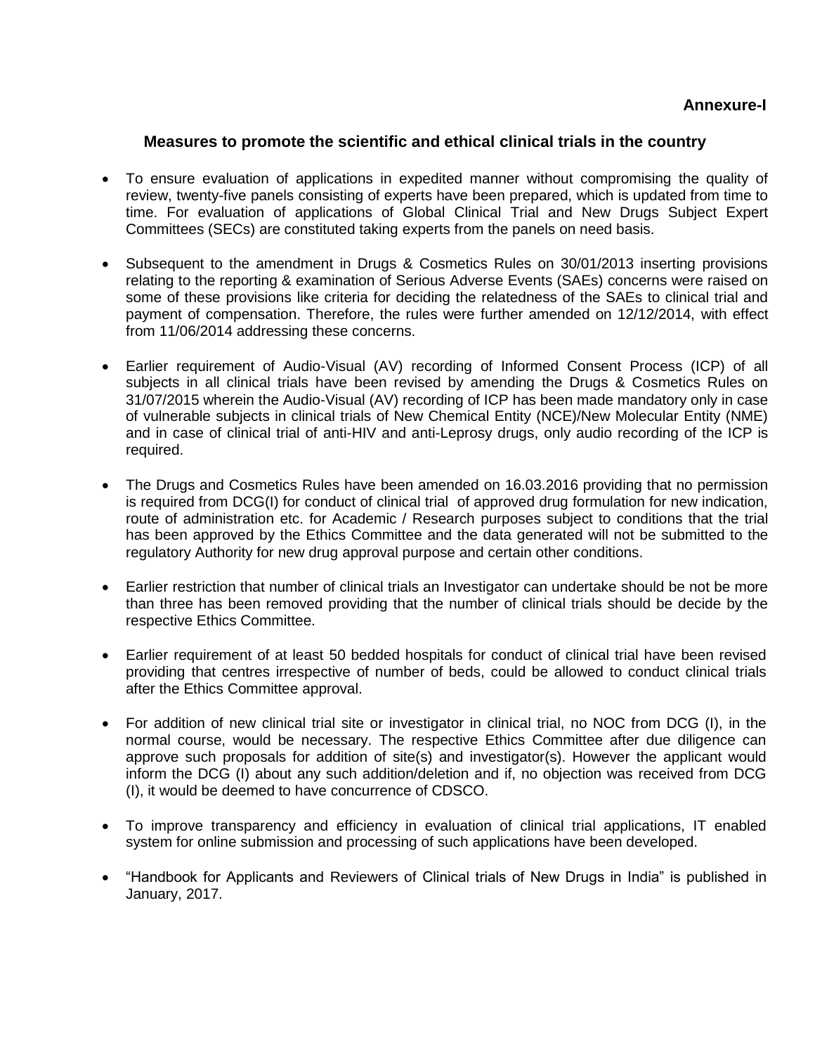**Annexure-I**

## Measures to promote the scientific and ethical clinical trials in the country

- To ensure evaluation of applications in expedited manner without compromising the quality of review, twenty-five panels consisting of experts have been prepared, which is updated from time to time. For evaluation of applications of Global Clinical Trial and New Drugs Subject Expert Committees (SECs) are constituted taking experts from the panels on need basis.

- Subsequent to the amendment in Drugs & Cosmetics Rules on 30/01/2013 inserting provisions relating to the reporting & examination of Serious Adverse Events (SAEs) concerns were raised on some of these provisions like criteria for deciding the relatedness of the SAEs to clinical trial and payment of compensation. Therefore, the rules were further amended on 12/12/2014, with effect from 11/06/2014 addressing these concerns.

- Earlier requirement of Audio-Visual (AV) recording of Informed Consent Process (ICP) of all subjects in all clinical trials have been revised by amending the Drugs & Cosmetics Rules on 31/07/2015 wherein the Audio-Visual (AV) recording of ICP has been made mandatory only in case of vulnerable subjects in clinical trials of New Chemical Entity (NCE)/New Molecular Entity (NME) and in case of clinical trial of anti-HIV and anti-Leprosy drugs, only audio recording of the ICP is required.

- The Drugs and Cosmetics Rules have been amended on 16.03.2016 providing that no permission is required from DCG(I) for conduct of clinical trial of approved drug formulation for new indication, route of administration etc. for Academic / Research purposes subject to conditions that the trial has been approved by the Ethics Committee and the data generated will not be submitted to the regulatory Authority for new drug approval purpose and certain other conditions.

- Earlier restriction that number of clinical trials an Investigator can undertake should be not be more than three has been removed providing that the number of clinical trials should be decide by the respective Ethics Committee.

- Earlier requirement of at least 50 bedded hospitals for conduct of clinical trial have been revised providing that centres irrespective of number of beds, could be allowed to conduct clinical trials after the Ethics Committee approval.

- For addition of new clinical trial site or investigator in clinical trial, no NOC from DCG (I), in the normal course, would be necessary. The respective Ethics Committee after due diligence can approve such proposals for addition of site(s) and investigator(s). However the applicant would inform the DCG (I) about any such addition/deletion and if, no objection was received from DCG (I), it would be deemed to have concurrence of CDSCO.

- To improve transparency and efficiency in evaluation of clinical trial applications, IT enabled system for online submission and processing of such applications have been developed.

- "Handbook for Applicants and Reviewers of Clinical trials of New Drugs in India" is published in January, 2017.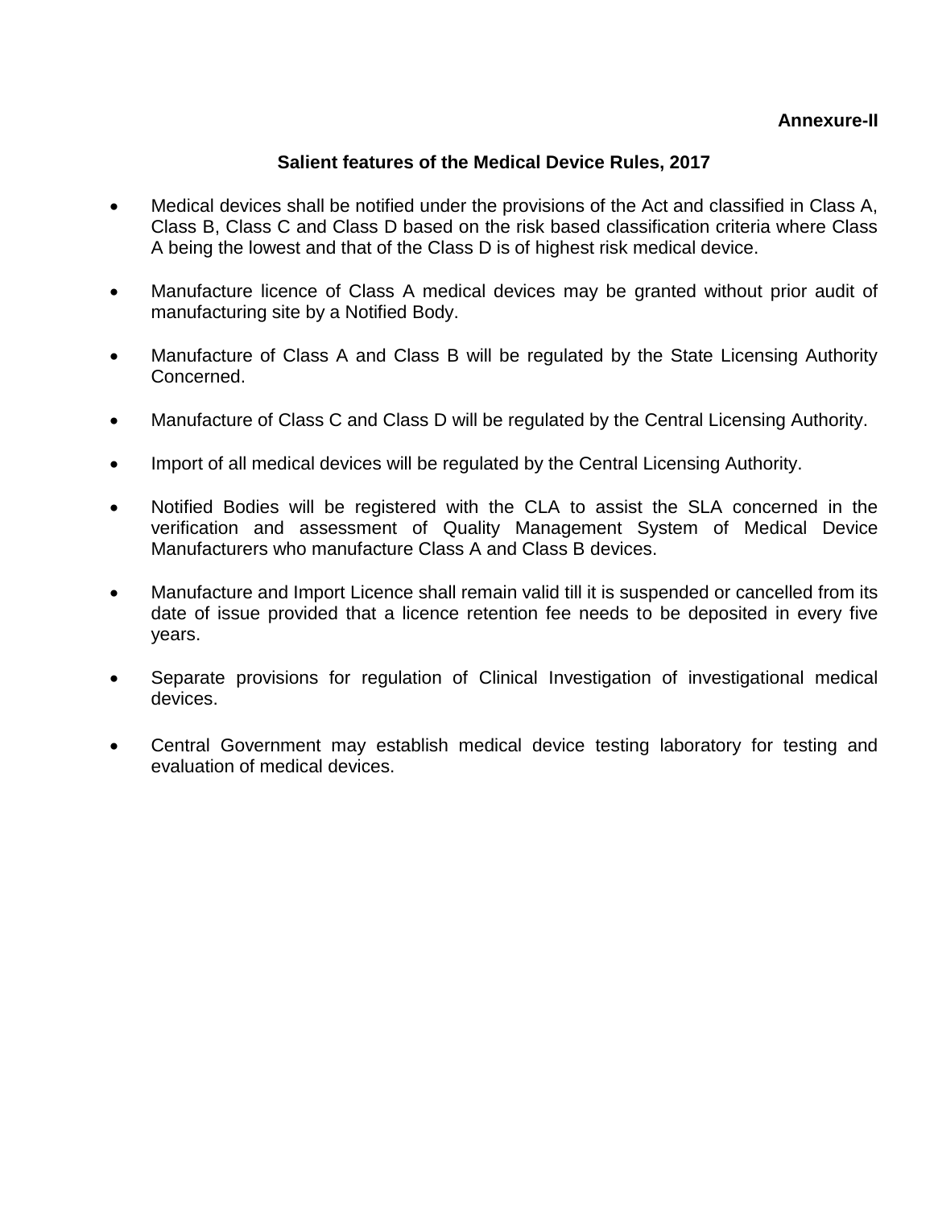**Annexure-II**

## Salient features of the Medical Device Rules, 2017

- Medical devices shall be notified under the provisions of the Act and classified in Class A, Class B, Class C and Class D based on the risk based classification criteria where Class A being the lowest and that of the Class D is of highest risk medical device.

- Manufacture licence of Class A medical devices may be granted without prior audit of manufacturing site by a Notified Body.

- Manufacture of Class A and Class B will be regulated by the State Licensing Authority Concerned.

- Manufacture of Class C and Class D will be regulated by the Central Licensing Authority.

- Import of all medical devices will be regulated by the Central Licensing Authority.

- Notified Bodies will be registered with the CLA to assist the SLA concerned in the verification and assessment of Quality Management System of Medical Device Manufacturers who manufacture Class A and Class B devices.

- Manufacture and Import Licence shall remain valid till it is suspended or cancelled from its date of issue provided that a licence retention fee needs to be deposited in every five years.

- Separate provisions for regulation of Clinical Investigation of investigational medical devices.

- Central Government may establish medical device testing laboratory for testing and evaluation of medical devices.